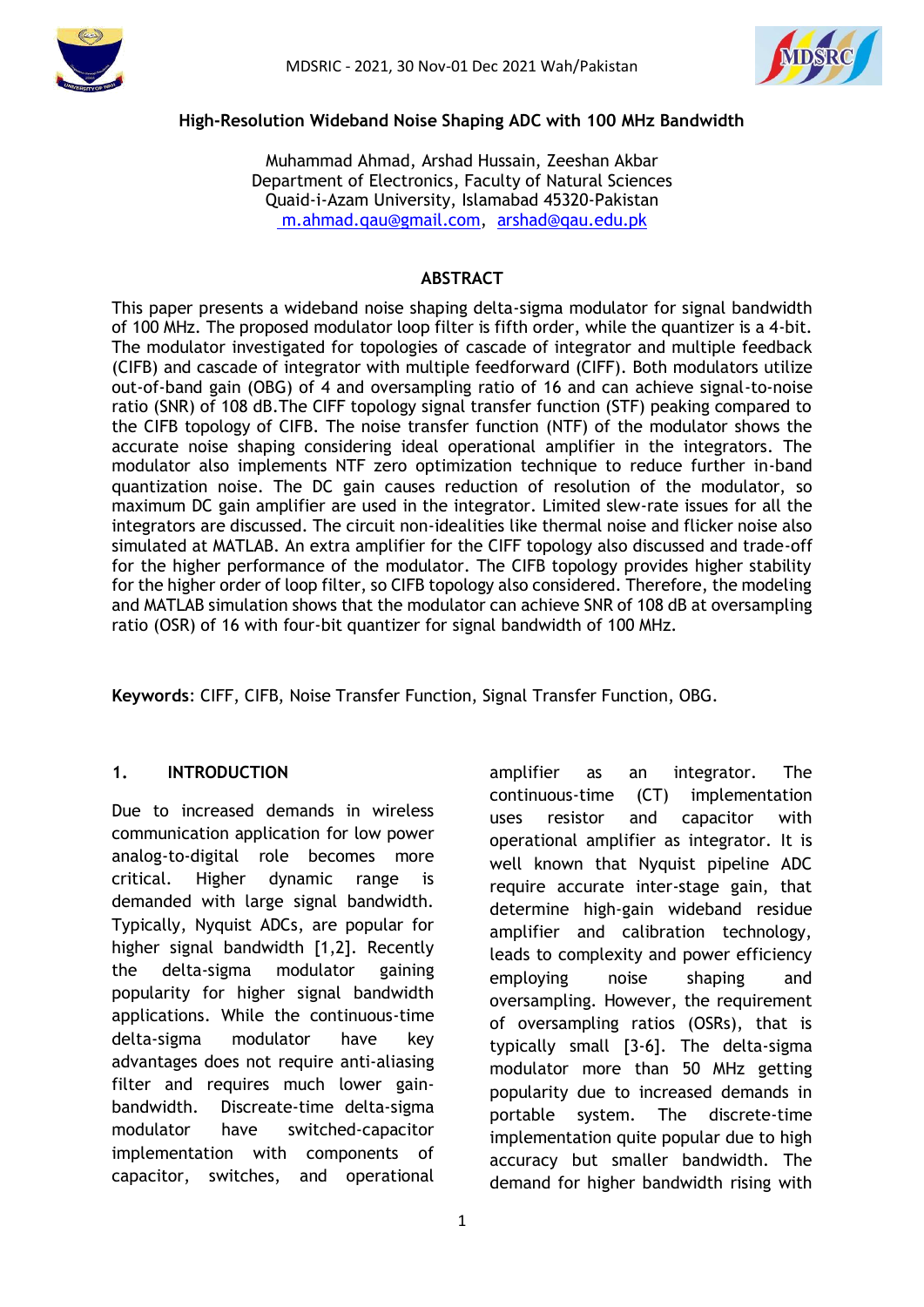# High-Resolution Wideband Noise Shaping ADC with 100 MHz Bandwidth

Muhammad Ahmad, Arshad Hussain, Zeeshan Akbar
Department of Electronics, Faculty of Natural Sciences
Quaid-i-Azam University, Islamabad 45320-Pakistan
m.ahmad.qau@gmail.com, arshad@qau.edu.pk

## ABSTRACT

This paper presents a wideband noise shaping delta-sigma modulator for signal bandwidth of 100 MHz. The proposed modulator loop filter is fifth order, while the quantizer is a 4-bit. The modulator investigated for topologies of cascade of integrator and multiple feedback (CIFB) and cascade of integrator with multiple feedforward (CIFF). Both modulators utilize out-of-band gain (OBG) of 4 and oversampling ratio of 16 and can achieve signal-to-noise ratio (SNR) of 108 dB.The CIFF topology signal transfer function (STF) peaking compared to the CIFB topology of CIFB. The noise transfer function (NTF) of the modulator shows the accurate noise shaping considering ideal operational amplifier in the integrators. The modulator also implements NTF zero optimization technique to reduce further in-band quantization noise. The DC gain causes reduction of resolution of the modulator, so maximum DC gain amplifier are used in the integrator. Limited slew-rate issues for all the integrators are discussed. The circuit non-idealities like thermal noise and flicker noise also simulated at MATLAB. An extra amplifier for the CIFF topology also discussed and trade-off for the higher performance of the modulator. The CIFB topology provides higher stability for the higher order of loop filter, so CIFB topology also considered. Therefore, the modeling and MATLAB simulation shows that the modulator can achieve SNR of 108 dB at oversampling ratio (OSR) of 16 with four-bit quantizer for signal bandwidth of 100 MHz.

**Keywords**: CIFF, CIFB, Noise Transfer Function, Signal Transfer Function, OBG.

## 1. INTRODUCTION

Due to increased demands in wireless communication application for low power analog-to-digital role becomes more critical. Higher dynamic range is demanded with large signal bandwidth. Typically, Nyquist ADCs, are popular for higher signal bandwidth [1,2]. Recently the delta-sigma modulator gaining popularity for higher signal bandwidth applications. While the continuous-time delta-sigma modulator have key advantages does not require anti-aliasing filter and requires much lower gain-bandwidth. Discreate-time delta-sigma modulator have switched-capacitor implementation with components of capacitor, switches, and operational amplifier as an integrator. The continuous-time (CT) implementation uses resistor and capacitor with operational amplifier as integrator. It is well known that Nyquist pipeline ADC require accurate inter-stage gain, that determine high-gain wideband residue amplifier and calibration technology, leads to complexity and power efficiency employing noise shaping and oversampling. However, the requirement of oversampling ratios (OSRs), that is typically small [3-6]. The delta-sigma modulator more than 50 MHz getting popularity due to increased demands in portable system. The discrete-time implementation quite popular due to high accuracy but smaller bandwidth. The demand for higher bandwidth rising with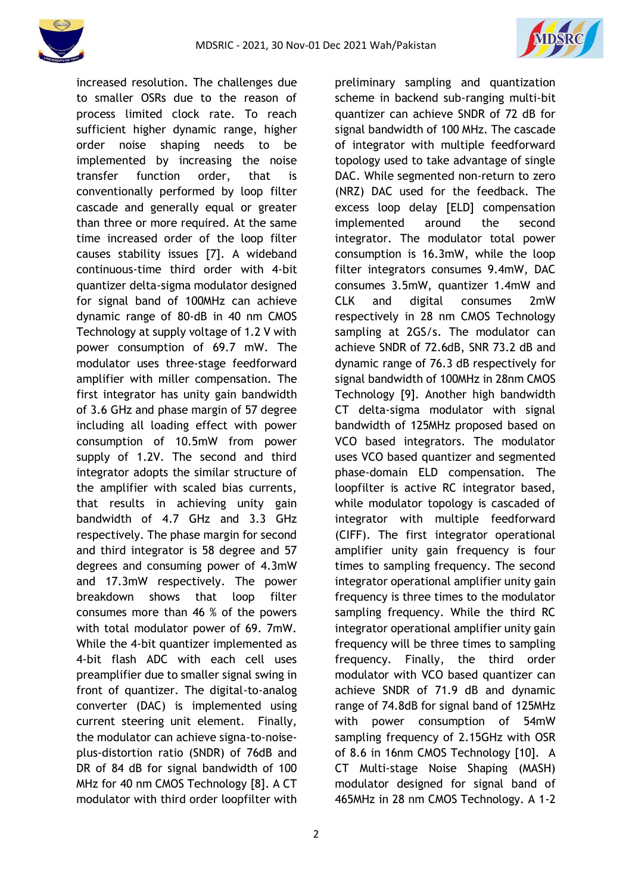increased resolution. The challenges due to smaller OSRs due to the reason of process limited clock rate. To reach sufficient higher dynamic range, higher order noise shaping needs to be implemented by increasing the noise transfer function order, that is conventionally performed by loop filter cascade and generally equal or greater than three or more required. At the same time increased order of the loop filter causes stability issues [7]. A wideband continuous-time third order with 4-bit quantizer delta-sigma modulator designed for signal band of 100MHz can achieve dynamic range of 80-dB in 40 nm CMOS Technology at supply voltage of 1.2 V with power consumption of 69.7 mW. The modulator uses three-stage feedforward amplifier with miller compensation. The first integrator has unity gain bandwidth of 3.6 GHz and phase margin of 57 degree including all loading effect with power consumption of 10.5mW from power supply of 1.2V. The second and third integrator adopts the similar structure of the amplifier with scaled bias currents, that results in achieving unity gain bandwidth of 4.7 GHz and 3.3 GHz respectively. The phase margin for second and third integrator is 58 degree and 57 degrees and consuming power of 4.3mW and 17.3mW respectively. The power breakdown shows that loop filter consumes more than 46 % of the powers with total modulator power of 69. 7mW. While the 4-bit quantizer implemented as 4-bit flash ADC with each cell uses preamplifier due to smaller signal swing in front of quantizer. The digital-to-analog converter (DAC) is implemented using current steering unit element. Finally, the modulator can achieve signa-to-noise-plus-distortion ratio (SNDR) of 76dB and DR of 84 dB for signal bandwidth of 100 MHz for 40 nm CMOS Technology [8]. A CT modulator with third order loopfilter with preliminary sampling and quantization scheme in backend sub-ranging multi-bit quantizer can achieve SNDR of 72 dB for signal bandwidth of 100 MHz. The cascade of integrator with multiple feedforward topology used to take advantage of single DAC. While segmented non-return to zero (NRZ) DAC used for the feedback. The excess loop delay [ELD] compensation implemented around the second integrator. The modulator total power consumption is 16.3mW, while the loop filter integrators consumes 9.4mW, DAC consumes 3.5mW, quantizer 1.4mW and CLK and digital consumes 2mW respectively in 28 nm CMOS Technology sampling at 2GS/s. The modulator can achieve SNDR of 72.6dB, SNR 73.2 dB and dynamic range of 76.3 dB respectively for signal bandwidth of 100MHz in 28nm CMOS Technology [9]. Another high bandwidth CT delta-sigma modulator with signal bandwidth of 125MHz proposed based on VCO based integrators. The modulator uses VCO based quantizer and segmented phase-domain ELD compensation. The loopfilter is active RC integrator based, while modulator topology is cascaded of integrator with multiple feedforward (CIFF). The first integrator operational amplifier unity gain frequency is four times to sampling frequency. The second integrator operational amplifier unity gain frequency is three times to the modulator sampling frequency. While the third RC integrator operational amplifier unity gain frequency will be three times to sampling frequency. Finally, the third order modulator with VCO based quantizer can achieve SNDR of 71.9 dB and dynamic range of 74.8dB for signal band of 125MHz with power consumption of 54mW sampling frequency of 2.15GHz with OSR of 8.6 in 16nm CMOS Technology [10]. A CT Multi-stage Noise Shaping (MASH) modulator designed for signal band of 465MHz in 28 nm CMOS Technology. A 1-2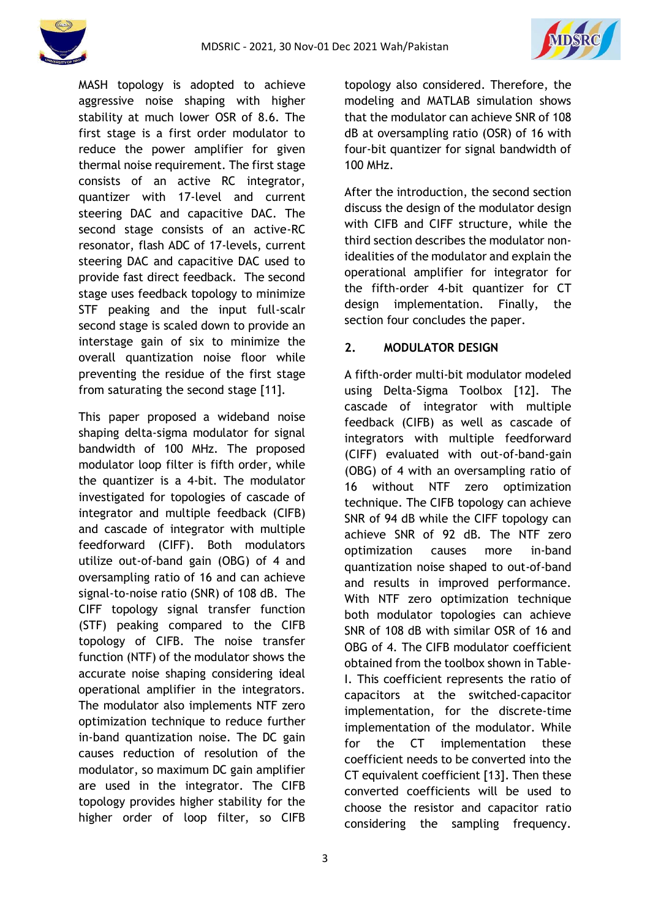MASH topology is adopted to achieve aggressive noise shaping with higher stability at much lower OSR of 8.6. The first stage is a first order modulator to reduce the power amplifier for given thermal noise requirement. The first stage consists of an active RC integrator, quantizer with 17-level and current steering DAC and capacitive DAC. The second stage consists of an active-RC resonator, flash ADC of 17-levels, current steering DAC and capacitive DAC used to provide fast direct feedback. The second stage uses feedback topology to minimize STF peaking and the input full-scalr second stage is scaled down to provide an interstage gain of six to minimize the overall quantization noise floor while preventing the residue of the first stage from saturating the second stage [11].

This paper proposed a wideband noise shaping delta-sigma modulator for signal bandwidth of 100 MHz. The proposed modulator loop filter is fifth order, while the quantizer is a 4-bit. The modulator investigated for topologies of cascade of integrator and multiple feedback (CIFB) and cascade of integrator with multiple feedforward (CIFF). Both modulators utilize out-of-band gain (OBG) of 4 and oversampling ratio of 16 and can achieve signal-to-noise ratio (SNR) of 108 dB. The CIFF topology signal transfer function (STF) peaking compared to the CIFB topology of CIFB. The noise transfer function (NTF) of the modulator shows the accurate noise shaping considering ideal operational amplifier in the integrators. The modulator also implements NTF zero optimization technique to reduce further in-band quantization noise. The DC gain causes reduction of resolution of the modulator, so maximum DC gain amplifier are used in the integrator. The CIFB topology provides higher stability for the higher order of loop filter, so CIFB topology also considered. Therefore, the modeling and MATLAB simulation shows that the modulator can achieve SNR of 108 dB at oversampling ratio (OSR) of 16 with four-bit quantizer for signal bandwidth of 100 MHz.

After the introduction, the second section discuss the design of the modulator design with CIFB and CIFF structure, while the third section describes the modulator non-idealities of the modulator and explain the operational amplifier for integrator for the fifth-order 4-bit quantizer for CT design implementation. Finally, the section four concludes the paper.

## 2. MODULATOR DESIGN

A fifth-order multi-bit modulator modeled using Delta-Sigma Toolbox [12]. The cascade of integrator with multiple feedback (CIFB) as well as cascade of integrators with multiple feedforward (CIFF) evaluated with out-of-band-gain (OBG) of 4 with an oversampling ratio of 16 without NTF zero optimization technique. The CIFB topology can achieve SNR of 94 dB while the CIFF topology can achieve SNR of 92 dB. The NTF zero optimization causes more in-band quantization noise shaped to out-of-band and results in improved performance. With NTF zero optimization technique both modulator topologies can achieve SNR of 108 dB with similar OSR of 16 and OBG of 4. The CIFB modulator coefficient obtained from the toolbox shown in Table-I. This coefficient represents the ratio of capacitors at the switched-capacitor implementation, for the discrete-time implementation of the modulator. While for the CT implementation these coefficient needs to be converted into the CT equivalent coefficient [13]. Then these converted coefficients will be used to choose the resistor and capacitor ratio considering the sampling frequency.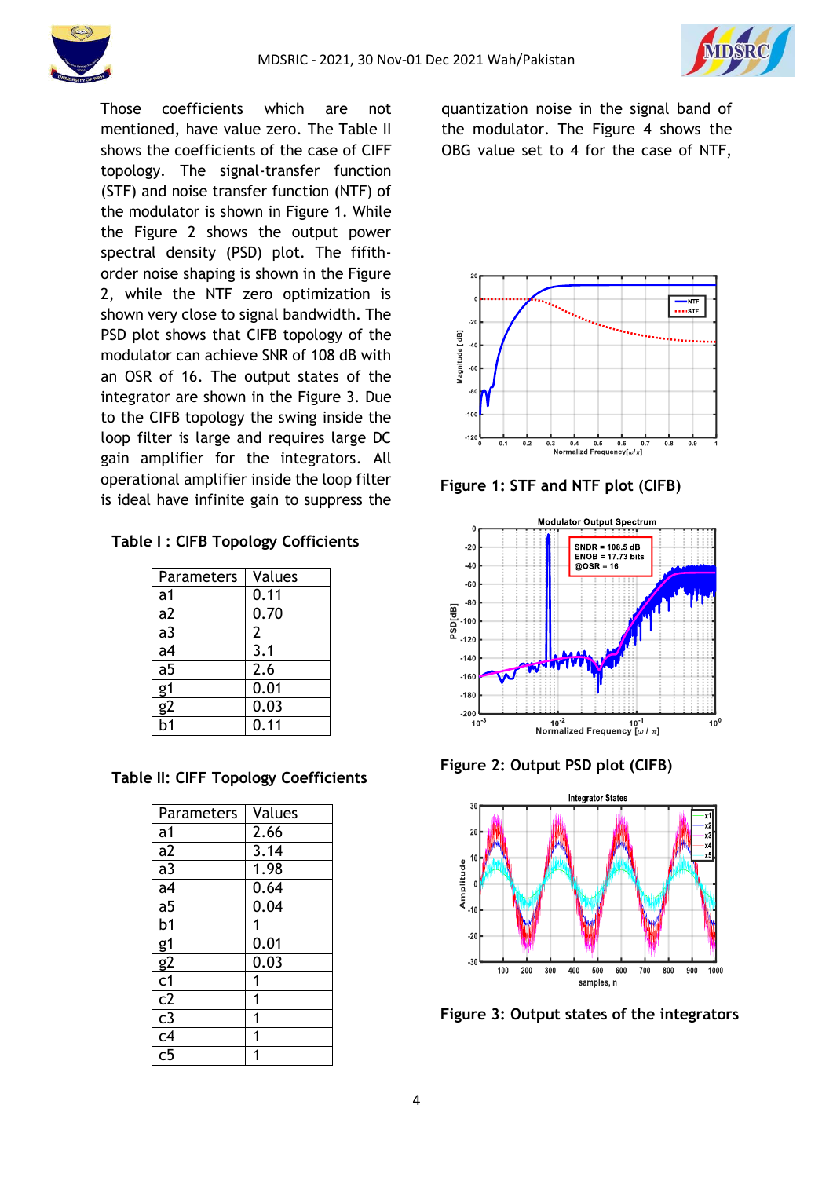Those coefficients which are not mentioned, have value zero. The Table II shows the coefficients of the case of CIFF topology. The signal-transfer function (STF) and noise transfer function (NTF) of the modulator is shown in Figure 1. While the Figure 2 shows the output power spectral density (PSD) plot. The fifith-order noise shaping is shown in the Figure 2, while the NTF zero optimization is shown very close to signal bandwidth. The PSD plot shows that CIFB topology of the modulator can achieve SNR of 108 dB with an OSR of 16. The output states of the integrator are shown in the Figure 3. Due to the CIFB topology the swing inside the loop filter is large and requires large DC gain amplifier for the integrators. All operational amplifier inside the loop filter is ideal have infinite gain to suppress the quantization noise in the signal band of the modulator. The Figure 4 shows the OBG value set to 4 for the case of NTF,

**Table I : CIFB Topology Coefficients**

| Parameters | Values |
|---|---|
| a1 | 0.11 |
| a2 | 0.70 |
| a3 | 2 |
| a4 | 3.1 |
| a5 | 2.6 |
| g1 | 0.01 |
| g2 | 0.03 |
| b1 | 0.11 |

**Table II: CIFF Topology Coefficients**

| Parameters | Values |
|---|---|
| a1 | 2.66 |
| a2 | 3.14 |
| a3 | 1.98 |
| a4 | 0.64 |
| a5 | 0.04 |
| b1 | 1 |
| g1 | 0.01 |
| g2 | 0.03 |
| c1 | 1 |
| c2 | 1 |
| c3 | 1 |
| c4 | 1 |
| c5 | 1 |

**Figure 1: STF and NTF plot (CIFB)**

**Figure 2: Output PSD plot (CIFB)**

**Figure 3: Output states of the integrators**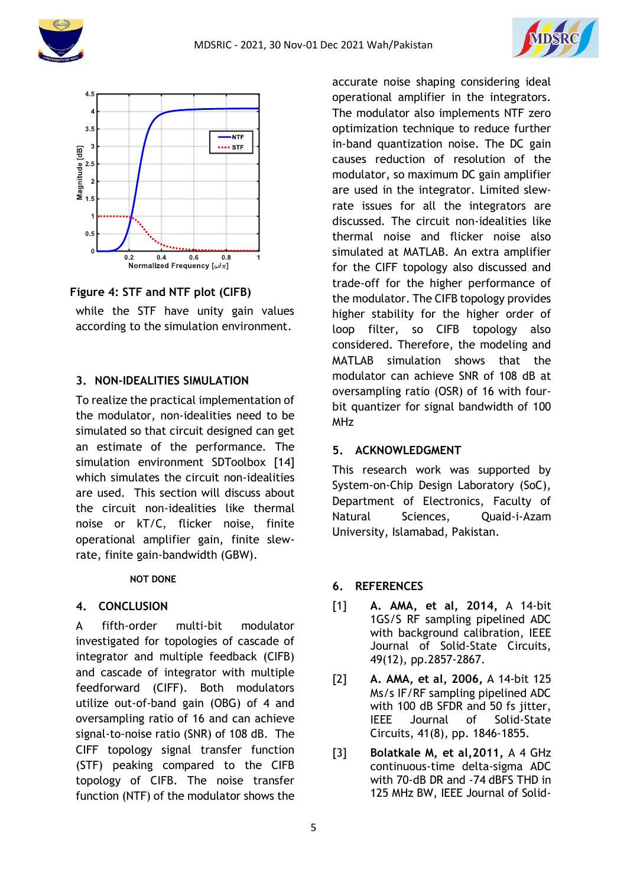Figure 4: STF and NTF plot (CIFB)

while the STF have unity gain values according to the simulation environment.

## 3. NON-IDEALITIES SIMULATION

To realize the practical implementation of the modulator, non-idealities need to be simulated so that circuit designed can get an estimate of the performance. The simulation environment SDToolbox [14] which simulates the circuit non-idealities are used. This section will discuss about the circuit non-idealities like thermal noise or kT/C, flicker noise, finite operational amplifier gain, finite slew-rate, finite gain-bandwidth (GBW).

**NOT DONE**

## 4. CONCLUSION

A fifth-order multi-bit modulator investigated for topologies of cascade of integrator and multiple feedback (CIFB) and cascade of integrator with multiple feedforward (CIFF). Both modulators utilize out-of-band gain (OBG) of 4 and oversampling ratio of 16 and can achieve signal-to-noise ratio (SNR) of 108 dB. The CIFF topology signal transfer function (STF) peaking compared to the CIFB topology of CIFB. The noise transfer function (NTF) of the modulator shows the accurate noise shaping considering ideal operational amplifier in the integrators. The modulator also implements NTF zero optimization technique to reduce further in-band quantization noise. The DC gain causes reduction of resolution of the modulator, so maximum DC gain amplifier are used in the integrator. Limited slew-rate issues for all the integrators are discussed. The circuit non-idealities like thermal noise and flicker noise also simulated at MATLAB. An extra amplifier for the CIFF topology also discussed and trade-off for the higher performance of the modulator. The CIFB topology provides higher stability for the higher order of loop filter, so CIFB topology also considered. Therefore, the modeling and MATLAB simulation shows that the modulator can achieve SNR of 108 dB at oversampling ratio (OSR) of 16 with four-bit quantizer for signal bandwidth of 100 MHz

## 5. ACKNOWLEDGMENT

This research work was supported by System-on-Chip Design Laboratory (SoC), Department of Electronics, Faculty of Natural Sciences, Quaid-i-Azam University, Islamabad, Pakistan.

## 6. REFERENCES

[1] **A. AMA, et al, 2014,** A 14-bit 1GS/S RF sampling pipelined ADC with background calibration, IEEE Journal of Solid-State Circuits, 49(12), pp.2857-2867.

[2] **A. AMA, et al, 2006,** A 14-bit 125 Ms/s IF/RF sampling pipelined ADC with 100 dB SFDR and 50 fs jitter, IEEE Journal of Solid-State Circuits, 41(8), pp. 1846-1855.

[3] **Bolatkale M, et al,2011,** A 4 GHz continuous-time delta-sigma ADC with 70-dB DR and -74 dBFS THD in 125 MHz BW, IEEE Journal of Solid-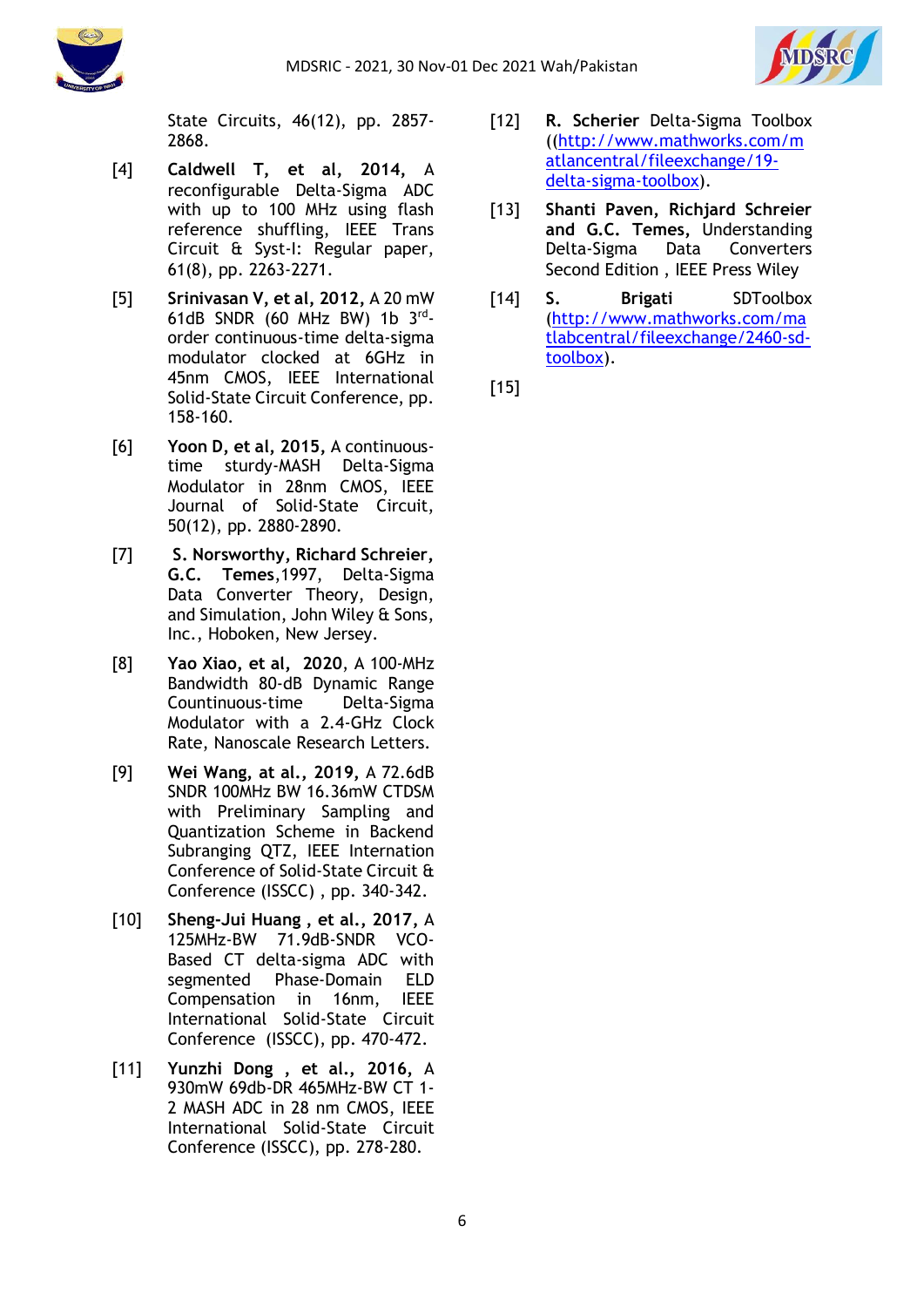State Circuits, 46(12), pp. 2857-2868.

[4] **Caldwell T, et al, 2014,** A reconfigurable Delta-Sigma ADC with up to 100 MHz using flash reference shuffling, IEEE Trans Circuit & Syst-I: Regular paper, 61(8), pp. 2263-2271.

[5] **Srinivasan V, et al, 2012,** A 20 mW 61dB SNDR (60 MHz BW) 1b 3rd-order continuous-time delta-sigma modulator clocked at 6GHz in 45nm CMOS, IEEE International Solid-State Circuit Conference, pp. 158-160.

[6] **Yoon D, et al, 2015,** A continuous-time sturdy-MASH Delta-Sigma Modulator in 28nm CMOS, IEEE Journal of Solid-State Circuit, 50(12), pp. 2880-2890.

[7] **S. Norsworthy, Richard Schreier, G.C. Temes**,1997, Delta-Sigma Data Converter Theory, Design, and Simulation, John Wiley & Sons, Inc., Hoboken, New Jersey.

[8] **Yao Xiao, et al, 2020**, A 100-MHz Bandwidth 80-dB Dynamic Range Countinuous-time Delta-Sigma Modulator with a 2.4-GHz Clock Rate, Nanoscale Research Letters.

[9] **Wei Wang, at al., 2019,** A 72.6dB SNDR 100MHz BW 16.36mW CTDSM with Preliminary Sampling and Quantization Scheme in Backend Subranging QTZ, IEEE Internation Conference of Solid-State Circuit & Conference (ISSCC) , pp. 340-342.

[10] **Sheng-Jui Huang , et al., 2017,** A 125MHz-BW 71.9dB-SNDR VCO-Based CT delta-sigma ADC with segmented Phase-Domain ELD Compensation in 16nm, IEEE International Solid-State Circuit Conference (ISSCC), pp. 470-472.

[11] **Yunzhi Dong , et al., 2016,** A 930mW 69db-DR 465MHz-BW CT 1-2 MASH ADC in 28 nm CMOS, IEEE International Solid-State Circuit Conference (ISSCC), pp. 278-280.

[12] **R. Scherier** Delta-Sigma Toolbox ((http://www.mathworks.com/matlancentral/fileexchange/19-delta-sigma-toolbox).

[13] **Shanti Paven, Richjard Schreier and G.C. Temes,** Understanding Delta-Sigma Data Converters Second Edition , IEEE Press Wiley

[14] **S. Brigati** SDToolbox (http://www.mathworks.com/matlabcentral/fileexchange/2460-sd-toolbox).

[15]